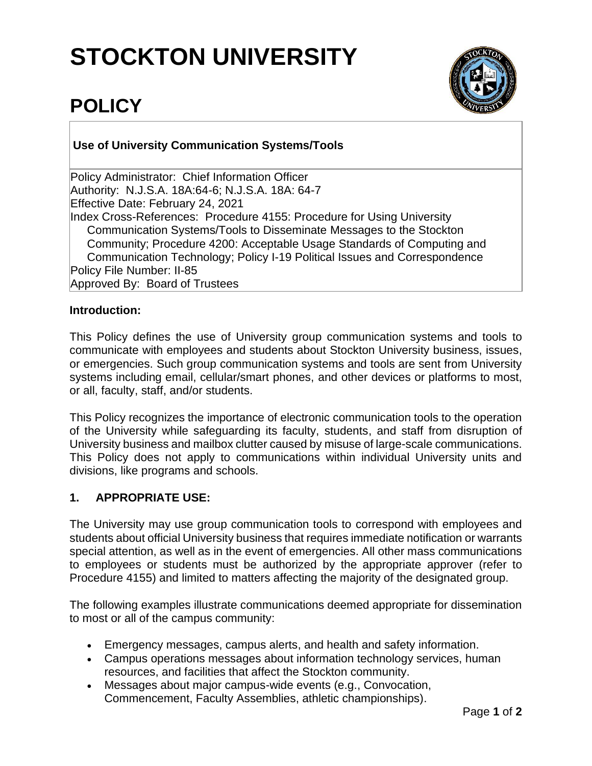# STOCKTON UNIVERSITY

# POLICY

**Use of University Communication Systems/Tools**

Policy Administrator: Chief Information Officer
Authority: N.J.S.A. 18A:64-6; N.J.S.A. 18A: 64-7
Effective Date: February 24, 2021
Index Cross-References: Procedure 4155: Procedure for Using University Communication Systems/Tools to Disseminate Messages to the Stockton Community; Procedure 4200: Acceptable Usage Standards of Computing and Communication Technology; Policy I-19 Political Issues and Correspondence
Policy File Number: II-85
Approved By: Board of Trustees

**Introduction:**

This Policy defines the use of University group communication systems and tools to communicate with employees and students about Stockton University business, issues, or emergencies. Such group communication systems and tools are sent from University systems including email, cellular/smart phones, and other devices or platforms to most, or all, faculty, staff, and/or students.

This Policy recognizes the importance of electronic communication tools to the operation of the University while safeguarding its faculty, students, and staff from disruption of University business and mailbox clutter caused by misuse of large-scale communications. This Policy does not apply to communications within individual University units and divisions, like programs and schools.

## 1. APPROPRIATE USE:

The University may use group communication tools to correspond with employees and students about official University business that requires immediate notification or warrants special attention, as well as in the event of emergencies. All other mass communications to employees or students must be authorized by the appropriate approver (refer to Procedure 4155) and limited to matters affecting the majority of the designated group.

The following examples illustrate communications deemed appropriate for dissemination to most or all of the campus community:

- Emergency messages, campus alerts, and health and safety information.
- Campus operations messages about information technology services, human resources, and facilities that affect the Stockton community.
- Messages about major campus-wide events (e.g., Convocation, Commencement, Faculty Assemblies, athletic championships).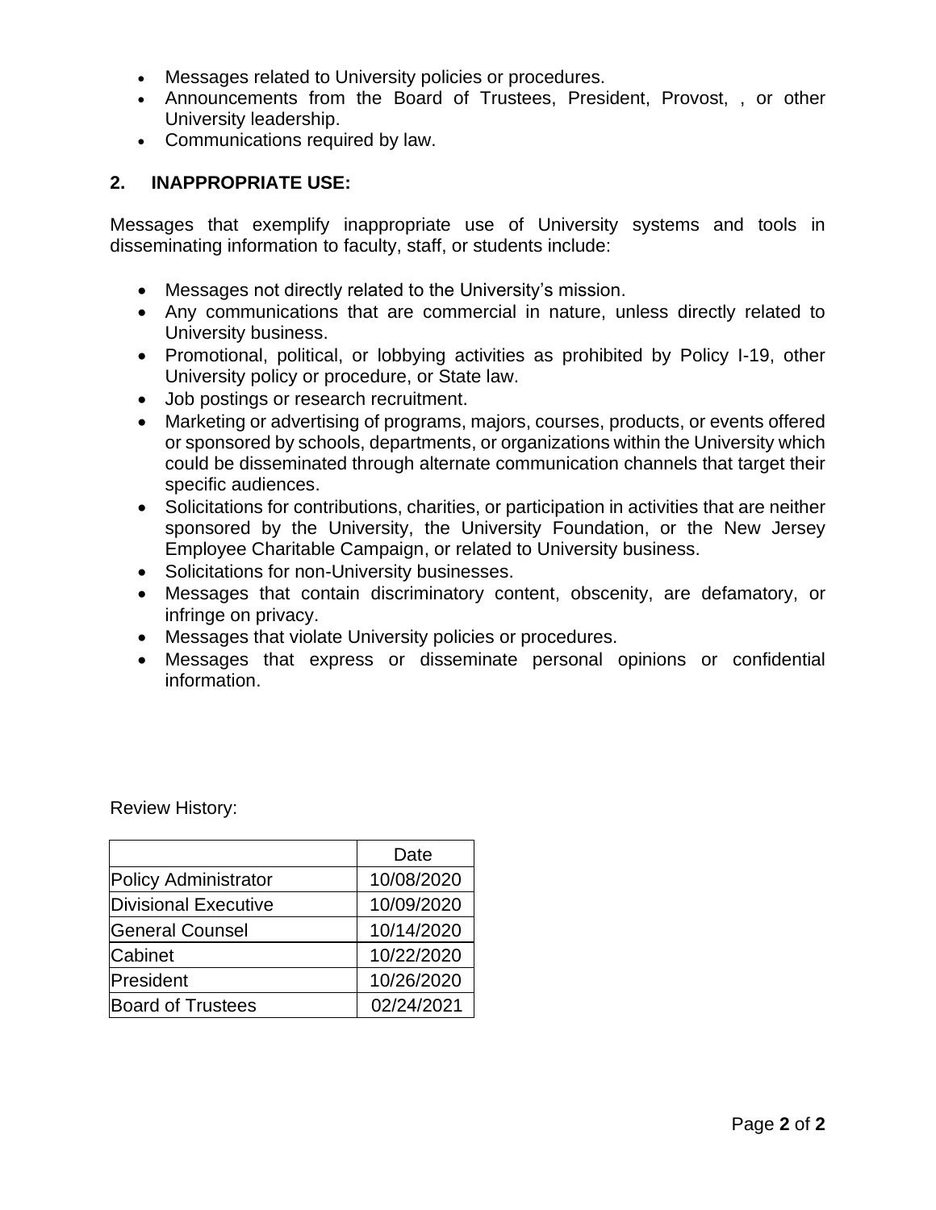- Messages related to University policies or procedures.
- Announcements from the Board of Trustees, President, Provost, , or other University leadership.
- Communications required by law.

## 2. INAPPROPRIATE USE:

Messages that exemplify inappropriate use of University systems and tools in disseminating information to faculty, staff, or students include:

- Messages not directly related to the University's mission.
- Any communications that are commercial in nature, unless directly related to University business.
- Promotional, political, or lobbying activities as prohibited by Policy I-19, other University policy or procedure, or State law.
- Job postings or research recruitment.
- Marketing or advertising of programs, majors, courses, products, or events offered or sponsored by schools, departments, or organizations within the University which could be disseminated through alternate communication channels that target their specific audiences.
- Solicitations for contributions, charities, or participation in activities that are neither sponsored by the University, the University Foundation, or the New Jersey Employee Charitable Campaign, or related to University business.
- Solicitations for non-University businesses.
- Messages that contain discriminatory content, obscenity, are defamatory, or infringe on privacy.
- Messages that violate University policies or procedures.
- Messages that express or disseminate personal opinions or confidential information.

Review History:

| | Date |
|---|---|
| Policy Administrator | 10/08/2020 |
| Divisional Executive | 10/09/2020 |
| General Counsel | 10/14/2020 |
| Cabinet | 10/22/2020 |
| President | 10/26/2020 |
| Board of Trustees | 02/24/2021 |